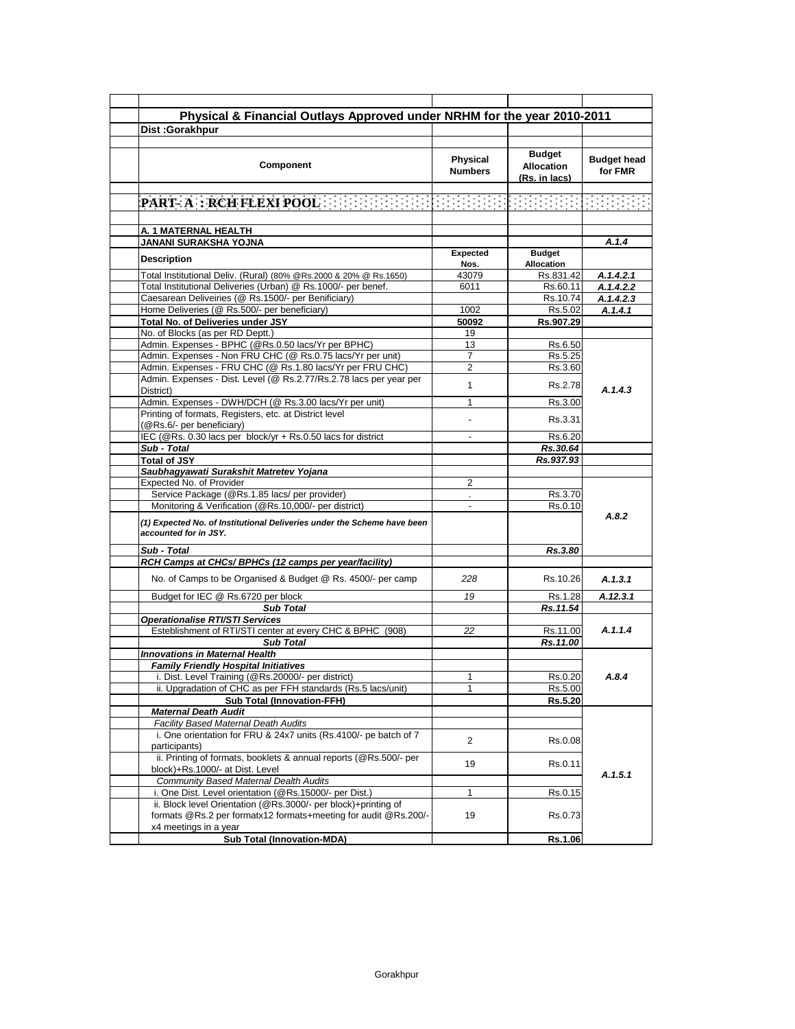# Physical & Financial Outlays Approved under NRHM for the year 2010-2011

**Dist :Gorakhpur**

| Component | Physical Numbers | Budget Allocation (Rs. in lacs) | Budget head for FMR |
|---|---|---|---|
| **PART- A : RCH FLEXI POOL** | | | |
| **A. 1 MATERNAL HEALTH** | | | |
| **JANANI SURAKSHA YOJNA** | | | *A.1.4* |
| **Description** | **Expected Nos.** | **Budget Allocation** | |
| Total Institutional Deliv. (Rural) (80% @Rs.2000 & 20% @ Rs.1650) | 43079 | Rs.831.42 | *A.1.4.2.1* |
| Total Institutional Deliveries (Urban) @ Rs.1000/- per benef. | 6011 | Rs.60.11 | *A.1.4.2.2* |
| Caesarean Deliveiries (@ Rs.1500/- per Benificiary) | | Rs.10.74 | *A.1.4.2.3* |
| Home Deliveries (@ Rs.500/- per beneficiary) | 1002 | Rs.5.02 | *A.1.4.1* |
| **Total No. of Deliveries under JSY** | **50092** | **Rs.907.29** | |
| No. of Blocks (as per RD Deptt.) | 19 | | |
| Admin. Expenses - BPHC (@Rs.0.50 lacs/Yr per BPHC) | 13 | Rs.6.50 | *A.1.4.3* |
| Admin. Expenses - Non FRU CHC (@ Rs.0.75 lacs/Yr per unit) | 7 | Rs.5.25 | |
| Admin. Expenses - FRU CHC (@ Rs.1.80 lacs/Yr per FRU CHC) | 2 | Rs.3.60 | |
| Admin. Expenses - Dist. Level (@ Rs.2.77/Rs.2.78 lacs per year per District) | 1 | Rs.2.78 | |
| Admin. Expenses - DWH/DCH (@ Rs.3.00 lacs/Yr per unit) | 1 | Rs.3.00 | |
| Printing of formats, Registers, etc. at District level (@Rs.6/- per beneficiary) | - | Rs.3.31 | |
| IEC (@Rs. 0.30 lacs per block/yr + Rs.0.50 lacs for district | - | Rs.6.20 | |
| ***Sub - Total*** | | ***Rs.30.64*** | |
| **Total of JSY** | | ***Rs.937.93*** | |
| ***Saubhagyawati Surakshit Matretev Yojana*** | | | |
| Expected No. of Provider | 2 | | *A.8.2* |
| Service Package (@Rs.1.85 lacs/ per provider) | . | Rs.3.70 | |
| Monitoring & Verification (@Rs.10,000/- per district) | - | Rs.0.10 | |
| ***(1) Expected No. of Institutional Deliveries under the Scheme have been accounted for in JSY.*** | | | |
| ***Sub - Total*** | | ***Rs.3.80*** | |
| ***RCH Camps at CHCs/ BPHCs (12 camps per year/facility)*** | | | |
| No. of Camps to be Organised & Budget @ Rs. 4500/- per camp | *228* | Rs.10.26 | *A.1.3.1* |
| Budget for IEC @ Rs.6720 per block | *19* | Rs.1.28 | *A.12.3.1* |
| ***Sub Total*** | | ***Rs.11.54*** | |
| ***Operationalise RTI/STI Services*** | | | |
| Estеblishment of RTI/STI center at every CHC & BPHC (908) | *22* | Rs.11.00 | *A.1.1.4* |
| ***Sub Total*** | | ***Rs.11.00*** | |
| ***Innovations in Maternal Health*** | | | |
| ***Family Friendly Hospital Initiatives*** | | | *A.8.4* |
| i. Dist. Level Training (@Rs.20000/- per district) | 1 | Rs.0.20 | |
| ii. Upgradation of CHC as per FFH standards (Rs.5 lacs/unit) | 1 | Rs.5.00 | |
| **Sub Total (Innovation-FFH)** | | **Rs.5.20** | |
| ***Maternal Death Audit*** | | | *A.1.5.1* |
| *Facility Based Maternal Death Audits* | | | |
| i. One orientation for FRU & 24x7 units (Rs.4100/- pe batch of 7 participants) | 2 | Rs.0.08 | |
| ii. Printing of formats, booklets & annual reports (@Rs.500/- per block)+Rs.1000/- at Dist. Level | 19 | Rs.0.11 | |
| *Community Based Maternal Dealth Audits* | | | |
| i. One Dist. Level orientation (@Rs.15000/- per Dist.) | 1 | Rs.0.15 | |
| ii. Block level Orientation (@Rs.3000/- per block)+printing of formats @Rs.2 per formatx12 formats+meeting for audit @Rs.200/- x4 meetings in a year | 19 | Rs.0.73 | |
| **Sub Total (Innovation-MDA)** | | **Rs.1.06** | |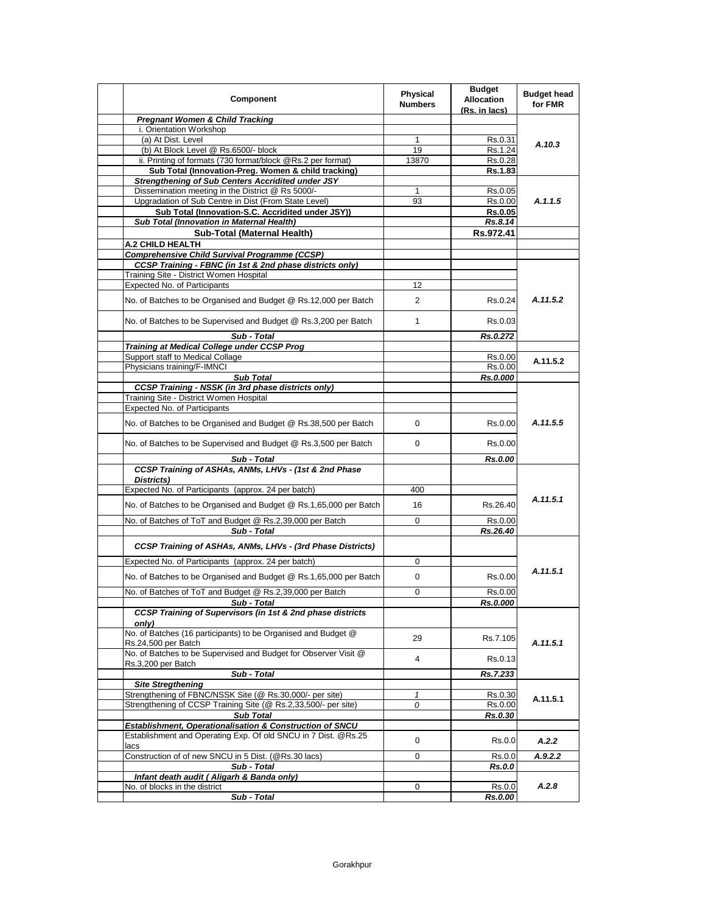| Component | Physical Numbers | Budget Allocation (Rs. in lacs) | Budget head for FMR |
|---|---|---|---|
| ***Pregnant Women & Child Tracking*** | | | |
| i. Orientation Workshop | | | |
| (a) At Dist. Level | 1 | Rs.0.31 | *A.10.3* |
| (b) At Block Level @ Rs.6500/- block | 19 | Rs.1.24 | |
| ii. Printing of formats (730 format/block @Rs.2 per format) | 13870 | Rs.0.28 | |
| **Sub Total (Innovation-Preg. Women & child tracking)** | | **Rs.1.83** | |
| ***Strengthening of Sub Centers Accridited under JSY*** | | | |
| Dissemination meeting in the District @ Rs 5000/- | 1 | Rs.0.05 | |
| Upgradation of Sub Centre in Dist (From State Level) | 93 | Rs.0.00 | *A.1.1.5* |
| **Sub Total (Innovation-S.C. Accridited under JSY))** | | **Rs.0.05** | |
| ***Sub Total (Innovation in Maternal Health)*** | | ***Rs.8.14*** | |
| **Sub-Total (Maternal Health)** | | **Rs.972.41** | |
| **A.2 CHILD HEALTH** | | | |
| ***Comprehensive Child Survival Programme (CCSP)*** | | | |
| ***CCSP Training - FBNC (in 1st & 2nd phase districts only)*** | | | |
| Training Site - District Women Hospital | | | |
| Expected No. of Participants | 12 | | |
| No. of Batches to be Organised and Budget @ Rs.12,000 per Batch | 2 | Rs.0.24 | *A.11.5.2* |
| No. of Batches to be Supervised and Budget @ Rs.3,200 per Batch | 1 | Rs.0.03 | |
| ***Sub - Total*** | | ***Rs.0.272*** | |
| ***Training at Medical College under CCSP Prog*** | | | |
| Support staff to Medical Collage | | Rs.0.00 | A.11.5.2 |
| Physicians training/F-IMNCI | | Rs.0.00 | |
| ***Sub Total*** | | ***Rs.0.000*** | |
| ***CCSP Training - NSSK (in 3rd phase districts only)*** | | | |
| Training Site - District Women Hospital | | | |
| Expected No. of Participants | | | |
| No. of Batches to be Organised and Budget @ Rs.38,500 per Batch | 0 | Rs.0.00 | *A.11.5.5* |
| No. of Batches to be Supervised and Budget @ Rs.3,500 per Batch | 0 | Rs.0.00 | |
| ***Sub - Total*** | | ***Rs.0.00*** | |
| ***CCSP Training of ASHAs, ANMs, LHVs - (1st & 2nd Phase Districts)*** | | | |
| Expected No. of Participants (approx. 24 per batch) | 400 | | |
| No. of Batches to be Organised and Budget @ Rs.1,65,000 per Batch | 16 | Rs.26.40 | *A.11.5.1* |
| No. of Batches of ToT and Budget @ Rs.2,39,000 per Batch | 0 | Rs.0.00 | |
| ***Sub - Total*** | | ***Rs.26.40*** | |
| ***CCSP Training of ASHAs, ANMs, LHVs - (3rd Phase Districts)*** | | | |
| Expected No. of Participants (approx. 24 per batch) | 0 | | |
| No. of Batches to be Organised and Budget @ Rs.1,65,000 per Batch | 0 | Rs.0.00 | *A.11.5.1* |
| No. of Batches of ToT and Budget @ Rs.2,39,000 per Batch | 0 | Rs.0.00 | |
| ***Sub - Total*** | | ***Rs.0.000*** | |
| ***CCSP Training of Supervisors (in 1st & 2nd phase districts only)*** | | | |
| No. of Batches (16 participants) to be Organised and Budget @ Rs.24,500 per Batch | 29 | Rs.7.105 | *A.11.5.1* |
| No. of Batches to be Supervised and Budget for Observer Visit @ Rs.3,200 per Batch | 4 | Rs.0.13 | |
| ***Sub - Total*** | | ***Rs.7.233*** | |
| ***Site Stregthening*** | | | |
| Strengthening of FBNC/NSSK Site (@ Rs.30,000/- per site) | *1* | Rs.0.30 | A.11.5.1 |
| Strengthening of CCSP Training Site (@ Rs.2,33,500/- per site) | *0* | Rs.0.00 | |
| ***Sub Total*** | | ***Rs.0.30*** | |
| ***Establishment, Operationalisation & Construction of SNCU*** | | | |
| Establishment and Operating Exp. Of old SNCU in 7 Dist. @Rs.25 lacs | 0 | Rs.0.0 | ***A.2.2*** |
| Construction of of new SNCU in 5 Dist. (@Rs.30 lacs) | 0 | Rs.0.0 | ***A.9.2.2*** |
| ***Sub - Total*** | | ***Rs.0.0*** | |
| ***Infant death audit ( Aligarh & Banda only)*** | | | |
| No. of blocks in the district | 0 | Rs.0.0 | *A.2.8* |
| ***Sub - Total*** | | ***Rs.0.00*** | |

Gorakhpur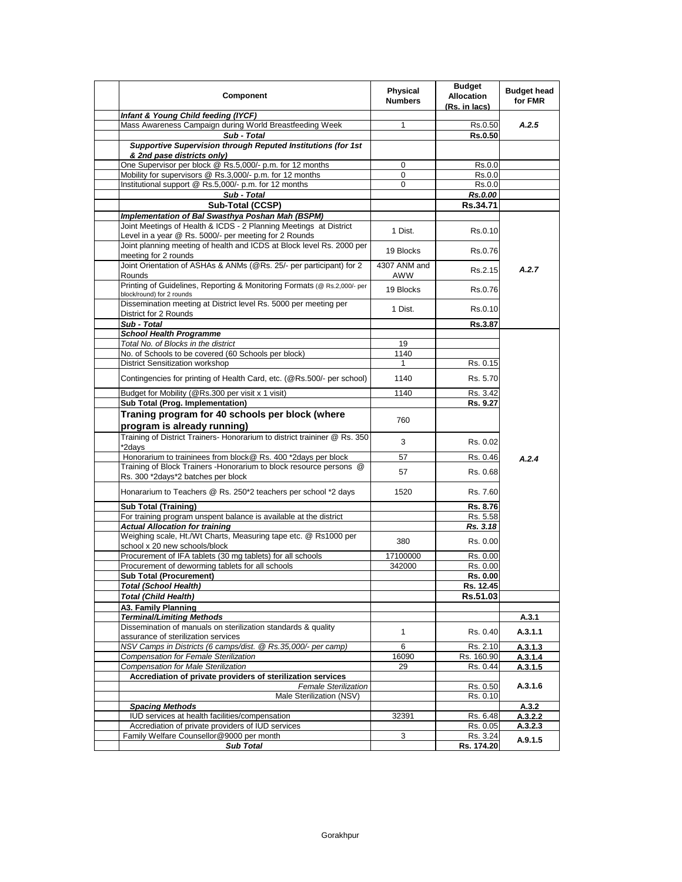| Component | Physical Numbers | Budget Allocation (Rs. in lacs) | Budget head for FMR |
|---|---|---|---|
| ***Infant & Young Child feeding (IYCF)*** | | | |
| Mass Awareness Campaign during World Breastfeeding Week | 1 | Rs.0.50 | *A.2.5* |
| ***Sub - Total*** | | **Rs.0.50** | |
| ***Supportive Supervision through Reputed Institutions (for 1st & 2nd pase districts only)*** | | | |
| One Supervisor per block @ Rs.5,000/- p.m. for 12 months | 0 | Rs.0.0 | |
| Mobility for supervisors @ Rs.3,000/- p.m. for 12 months | 0 | Rs.0.0 | |
| Institutional support @ Rs.5,000/- p.m. for 12 months | 0 | Rs.0.0 | |
| ***Sub - Total*** | | ***Rs.0.00*** | |
| **Sub-Total (CCSP)** | | **Rs.34.71** | |
| ***Implementation of Bal Swasthya Poshan Mah (BSPM)*** | | | |
| Joint Meetings of Health & ICDS - 2 Planning Meetings at District Level in a year @ Rs. 5000/- per meeting for 2 Rounds | 1 Dist. | Rs.0.10 | *A.2.7* |
| Joint planning meeting of health and ICDS at Block level Rs. 2000 per meeting for 2 rounds | 19 Blocks | Rs.0.76 | |
| Joint Orientation of ASHAs & ANMs (@Rs. 25/- per participant) for 2 Rounds | 4307 ANM and AWW | Rs.2.15 | |
| Printing of Guidelines, Reporting & Monitoring Formats (@ Rs.2,000/- per block/round) for 2 rounds | 19 Blocks | Rs.0.76 | |
| Dissemination meeting at District level Rs. 5000 per meeting per District for 2 Rounds | 1 Dist. | Rs.0.10 | |
| ***Sub - Total*** | | **Rs.3.87** | |
| ***School Health Programme*** | | | *A.2.4* |
| *Total No. of Blocks in the district* | 19 | | |
| No. of Schools to be covered (60 Schools per block) | 1140 | | |
| District Sensitization workshop | 1 | Rs. 0.15 | |
| Contingencies for printing of Health Card, etc. (@Rs.500/- per school) | 1140 | Rs. 5.70 | |
| Budget for Mobility (@Rs.300 per visit x 1 visit) | 1140 | Rs. 3.42 | |
| **Sub Total (Prog. Implementation)** | | **Rs. 9.27** | |
| **Traning program for 40 schools per block (where program is already running)** | 760 | | |
| Training of District Trainers- Honorarium to district traininer @ Rs. 350 *2days | 3 | Rs. 0.02 | |
| Honorarium to traininees from block@ Rs. 400 *2days per block | 57 | Rs. 0.46 | |
| Training of Block Trainers -Honorarium to block resource persons @ Rs. 300 *2days*2 batches per block | 57 | Rs. 0.68 | |
| Honararium to Teachers @ Rs. 250*2 teachers per school *2 days | 1520 | Rs. 7.60 | |
| **Sub Total (Training)** | | **Rs. 8.76** | |
| For training program unspent balance is available at the district | | Rs. 5.58 | |
| ***Actual Allocation for training*** | | ***Rs. 3.18*** | |
| Weighing scale, Ht./Wt Charts, Measuring tape etc. @ Rs1000 per school x 20 new schools/block | 380 | Rs. 0.00 | |
| Procurement of IFA tablets (30 mg tablets) for all schools | 17100000 | Rs. 0.00 | |
| Procurement of deworming tablets for all schools | 342000 | Rs. 0.00 | |
| **Sub Total (Procurement)** | | **Rs. 0.00** | |
| ***Total (School Health)*** | | **Rs. 12.45** | |
| ***Total (Child Health)*** | | **Rs.51.03** | |
| **A3. Family Planning** | | | |
| ***Terminal/Limiting Methods*** | | | **A.3.1** |
| Dissemination of manuals on sterilization standards & quality assurance of sterilization services | 1 | Rs. 0.40 | **A.3.1.1** |
| *NSV Camps in Districts (6 camps/dist. @ Rs.35,000/- per camp)* | 6 | Rs. 2.10 | **A.3.1.3** |
| *Compensation for Female Sterilization* | 16090 | Rs. 160.90 | **A.3.1.4** |
| *Compensation for Male Sterilization* | 29 | Rs. 0.44 | **A.3.1.5** |
| **Accrediation of private providers of sterilization services** | | | **A.3.1.6** |
| *Female Sterilization* | | Rs. 0.50 | |
| Male Sterilization (NSV) | | Rs. 0.10 | |
| ***Spacing Methods*** | | | **A.3.2** |
| IUD services at health facilities/compensation | 32391 | Rs. 6.48 | **A.3.2.2** |
| Accrediation of private providers of IUD services | | Rs. 0.05 | **A.3.2.3** |
| Family Welfare Counsellor@9000 per month | 3 | Rs. 3.24 | **A.9.1.5** |
| ***Sub Total*** | | **Rs. 174.20** | |

Gorakhpur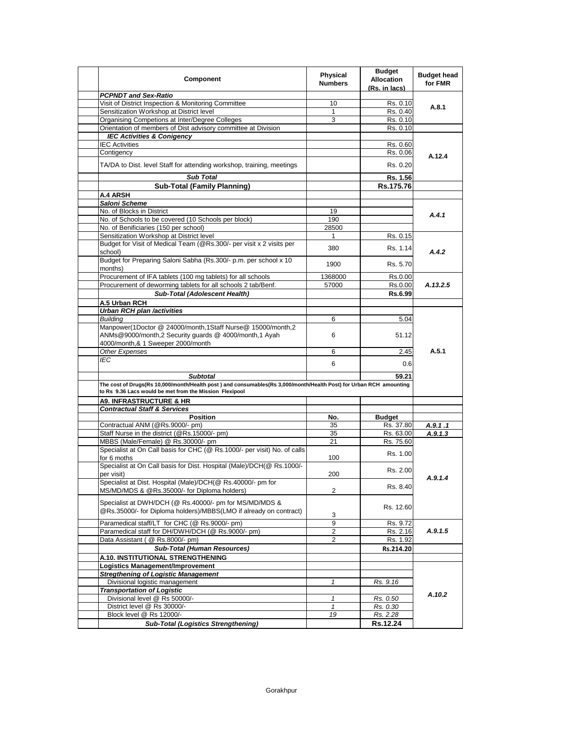| Component | Physical Numbers | Budget Allocation (Rs. in lacs) | Budget head for FMR |
|---|---|---|---|
| ***PCPNDT and Sex-Ratio*** | | | |
| Visit of District Inspection & Monitoring Committee | 10 | Rs. 0.10 | A.8.1 |
| Sensitization Workshop at District level | 1 | Rs. 0.40 | |
| Organising Competions at Inter/Degree Colleges | 3 | Rs. 0.10 | |
| Orientation of members of Dist advisory committee at Division | | Rs. 0.10 | |
| ***IEC Activities & Conigency*** | | | |
| IEC Activities | | Rs. 0.60 | A.12.4 |
| Contigency | | Rs. 0.06 | |
| TA/DA to Dist. level Staff for attending workshop, training, meetings | | Rs. 0.20 | |
| ***Sub Total*** | | **Rs. 1.56** | |
| **Sub-Total (Family Planning)** | | **Rs.175.76** | |
| **A.4 ARSH** | | | |
| ***Saloni Scheme*** | | | |
| No. of Blocks in District | 19 | | *A.4.1* |
| No. of Schools to be covered (10 Schools per block) | 190 | | |
| No. of Benificiaries (150 per school) | 28500 | | |
| Sensitization Workshop at District level | 1 | Rs. 0.15 | *A.4.2* |
| Budget for Visit of Medical Team (@Rs.300/- per visit x 2 visits per school) | 380 | Rs. 1.14 | |
| Budget for Preparing Saloni Sabha (Rs.300/- p.m. per school x 10 months) | 1900 | Rs. 5.70 | |
| Procurement of IFA tablets (100 mg tablets) for all schools | 1368000 | Rs.0.00 | *A.13.2.5* |
| Procurement of deworming tablets for all schools 2 tab/Benf. | 57000 | Rs.0.00 | |
| ***Sub-Total (Adolescent Health)*** | | ***Rs.6.99*** | |
| **A.5 Urban RCH** | | | |
| ***Urban RCH plan /activities*** | | | |
| *Building* | 6 | 5.04 | A.5.1 |
| Manpower(1Doctor @ 24000/month,1Staff Nurse@ 15000/month,2 ANMs@9000/month,2 Security guards @ 4000/month,1 Ayah 4000/month,& 1 Sweeper 2000/month | 6 | 51.12 | |
| *Other Expenses* | 6 | 2.45 | |
| *IEC* | 6 | 0.6 | |
| ***Subtotal*** | | **59.21** | |
| **The cost of Drugs(Rs 10,000/month/Health post ) and consumables(Rs 3,000/month/Health Post) for Urban RCH amounting to Rs 9.36 Lacs would be met from the Mission Flexipool** | | | |
| **A9. INFRASTRUCTURE & HR** | | | |
| ***Contractual Staff & Services*** | | | |
| **Position** | **No.** | **Budget** | |
| Contractual ANM (@Rs.9000/- pm) | 35 | Rs. 37.80 | ***A.9.1 .1*** |
| Staff Nurse in the district (@Rs.15000/- pm) | 35 | Rs. 63.00 | ***A.9.1.3*** |
| MBBS (Male/Female) @ Rs.30000/- pm | 21 | Rs. 75.60 | *A.9.1.4* |
| Specialist at On Call basis for CHC (@ Rs.1000/- per visit) No. of calls for 6 moths | 100 | Rs. 1.00 | |
| Specialist at On Call basis for Dist. Hospital (Male)/DCH(@ Rs.1000/- per visit) | 200 | Rs. 2.00 | |
| Specialist at Dist. Hospital (Male)/DCH(@ Rs.40000/- pm for MS/MD/MDS & @Rs.35000/- for Diploma holders) | 2 | Rs. 8.40 | |
| Specialist at DWH/DCH (@ Rs.40000/- pm for MS/MD/MDS & @Rs.35000/- for Diploma holders)/MBBS(LMO if already on contract) | 3 | Rs. 12.60 | |
| Paramedical staff/LT for CHC (@ Rs.9000/- pm) | 9 | Rs. 9.72 | *A.9.1.5* |
| Paramedical staff for DH/DWH/DCH (@ Rs.9000/- pm) | 2 | Rs. 2.16 | |
| Data Assistant ( @ Rs.8000/- pm) | 2 | Rs. 1.92 | |
| ***Sub-Total (Human Resources)*** | | **Rs.214.20** | |
| **A.10. INSTITUTIONAL STRENGTHENING** | | | |
| **Logistics Management/Improvement** | | | *A.10.2* |
| ***Stregthening of Logistic Management*** | | | |
| Divisional logistic management | *1* | *Rs. 9.16* | |
| ***Transportation of Logistic*** | | | |
| Divisional level @ Rs 50000/- | *1* | *Rs. 0.50* | |
| District level @ Rs 30000/- | *1* | *Rs. 0.30* | |
| Block level @ Rs 12000/- | *19* | *Rs. 2.28* | |
| ***Sub-Total (Logistics Strengthening)*** | | **Rs.12.24** | |

Gorakhpur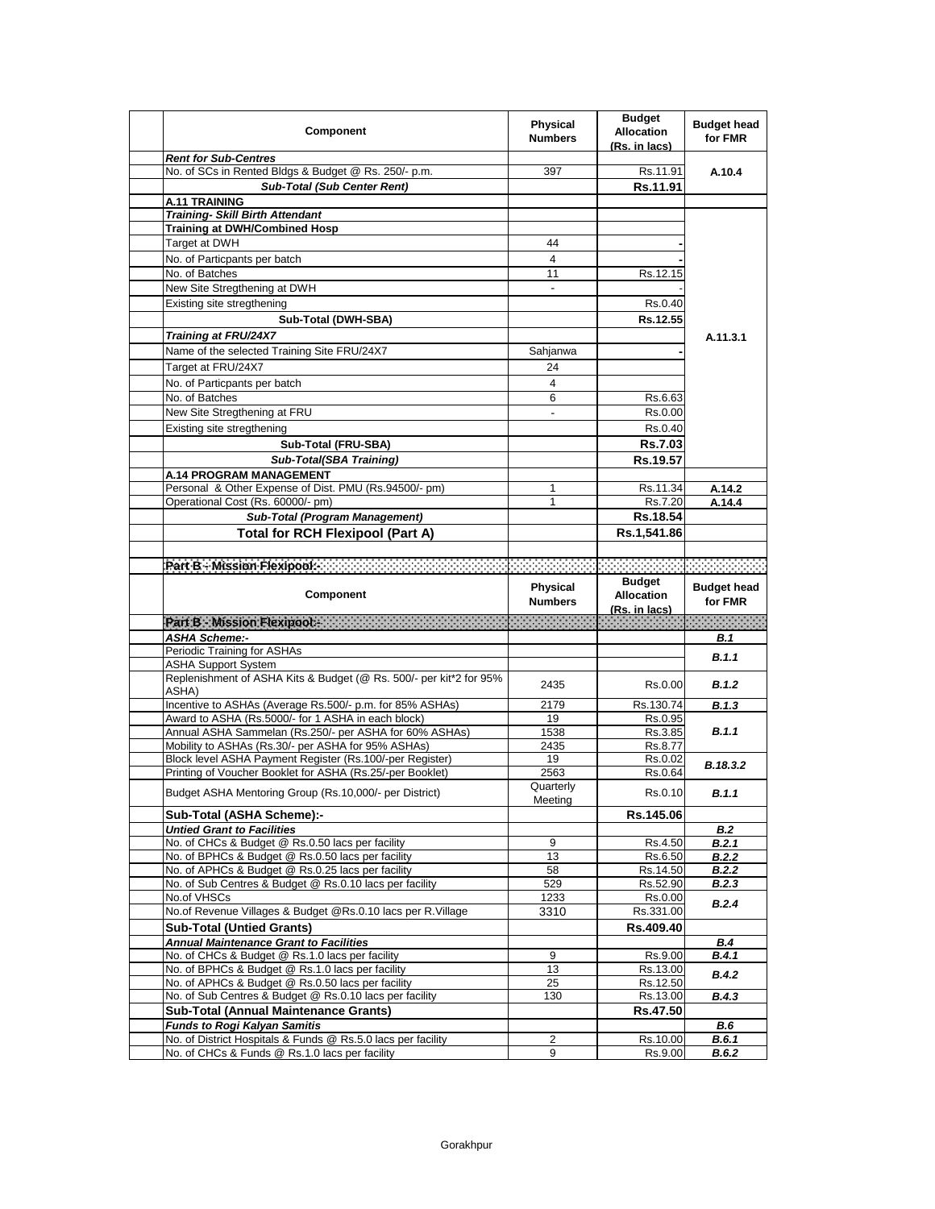| Component | Physical Numbers | Budget Allocation (Rs. in lacs) | Budget head for FMR |
|---|---|---|---|
| ***Rent for Sub-Centres*** | | | |
| No. of SCs in Rented Bldgs & Budget @ Rs. 250/- p.m. | 397 | Rs.11.91 | A.10.4 |
| ***Sub-Total (Sub Center Rent)*** | | **Rs.11.91** | |
| **A.11 TRAINING** | | | |
| ***Training- Skill Birth Attendant*** | | | A.11.3.1 |
| **Training at DWH/Combined Hosp** | | | |
| Target at DWH | 44 | - | |
| No. of Particpants per batch | 4 | - | |
| No. of Batches | 11 | Rs.12.15 | |
| New Site Stregthening at DWH | - | - | |
| Existing site stregthening | | Rs.0.40 | |
| **Sub-Total (DWH-SBA)** | | **Rs.12.55** | |
| ***Training at FRU/24X7*** | | | |
| Name of the selected Training Site FRU/24X7 | Sahjanwa | - | |
| Target at FRU/24X7 | 24 | | |
| No. of Particpants per batch | 4 | | |
| No. of Batches | 6 | Rs.6.63 | |
| New Site Stregthening at FRU | - | Rs.0.00 | |
| Existing site stregthening | | Rs.0.40 | |
| **Sub-Total (FRU-SBA)** | | **Rs.7.03** | |
| ***Sub-Total(SBA Training)*** | | **Rs.19.57** | |
| **A.14 PROGRAM MANAGEMENT** | | | |
| Personal & Other Expense of Dist. PMU (Rs.94500/- pm) | 1 | Rs.11.34 | A.14.2 |
| Operational Cost (Rs. 60000/- pm) | 1 | Rs.7.20 | A.14.4 |
| ***Sub-Total (Program Management)*** | | **Rs.18.54** | |
| **Total for RCH Flexipool (Part A)** | | **Rs.1,541.86** | |

**Part B - Mission Flexipool:-**

| Component | Physical Numbers | Budget Allocation (Rs. in lacs) | Budget head for FMR |
|---|---|---|---|
| **Part B - Mission Flexipool:-** | | | |
| ***ASHA Scheme:-*** | | | ***B.1*** |
| Periodic Training for ASHAs | | | ***B.1.1*** |
| ASHA Support System | | | |
| Replenishment of ASHA Kits & Budget (@ Rs. 500/- per kit*2 for 95% ASHA) | 2435 | Rs.0.00 | ***B.1.2*** |
| Incentive to ASHAs (Average Rs.500/- p.m. for 85% ASHAs) | 2179 | Rs.130.74 | ***B.1.3*** |
| Award to ASHA (Rs.5000/- for 1 ASHA in each block) | 19 | Rs.0.95 | ***B.1.1*** |
| Annual ASHA Sammelan (Rs.250/- per ASHA for 60% ASHAs) | 1538 | Rs.3.85 | |
| Mobility to ASHAs (Rs.30/- per ASHA for 95% ASHAs) | 2435 | Rs.8.77 | |
| Block level ASHA Payment Register (Rs.100/-per Register) | 19 | Rs.0.02 | ***B.18.3.2*** |
| Printing of Voucher Booklet for ASHA (Rs.25/-per Booklet) | 2563 | Rs.0.64 | |
| Budget ASHA Mentoring Group (Rs.10,000/- per District) | Quarterly Meeting | Rs.0.10 | ***B.1.1*** |
| **Sub-Total (ASHA Scheme):-** | | **Rs.145.06** | |
| ***Untied Grant to Facilities*** | | | ***B.2*** |
| No. of CHCs & Budget @ Rs.0.50 lacs per facility | 9 | Rs.4.50 | ***B.2.1*** |
| No. of BPHCs & Budget @ Rs.0.50 lacs per facility | 13 | Rs.6.50 | ***B.2.2*** |
| No. of APHCs & Budget @ Rs.0.25 lacs per facility | 58 | Rs.14.50 | ***B.2.2*** |
| No. of Sub Centres & Budget @ Rs.0.10 lacs per facility | 529 | Rs.52.90 | ***B.2.3*** |
| No.of VHSCs | 1233 | Rs.0.00 | ***B.2.4*** |
| No.of Revenue Villages & Budget @Rs.0.10 lacs per R.Village | 3310 | Rs.331.00 | |
| **Sub-Total (Untied Grants)** | | **Rs.409.40** | |
| ***Annual Maintenance Grant to Facilities*** | | | ***B.4*** |
| No. of CHCs & Budget @ Rs.1.0 lacs per facility | 9 | Rs.9.00 | ***B.4.1*** |
| No. of BPHCs & Budget @ Rs.1.0 lacs per facility | 13 | Rs.13.00 | ***B.4.2*** |
| No. of APHCs & Budget @ Rs.0.50 lacs per facility | 25 | Rs.12.50 | |
| No. of Sub Centres & Budget @ Rs.0.10 lacs per facility | 130 | Rs.13.00 | ***B.4.3*** |
| **Sub-Total (Annual Maintenance Grants)** | | **Rs.47.50** | |
| ***Funds to Rogi Kalyan Samitis*** | | | ***B.6*** |
| No. of District Hospitals & Funds @ Rs.5.0 lacs per facility | 2 | Rs.10.00 | ***B.6.1*** |
| No. of CHCs & Funds @ Rs.1.0 lacs per facility | 9 | Rs.9.00 | ***B.6.2*** |

Gorakhpur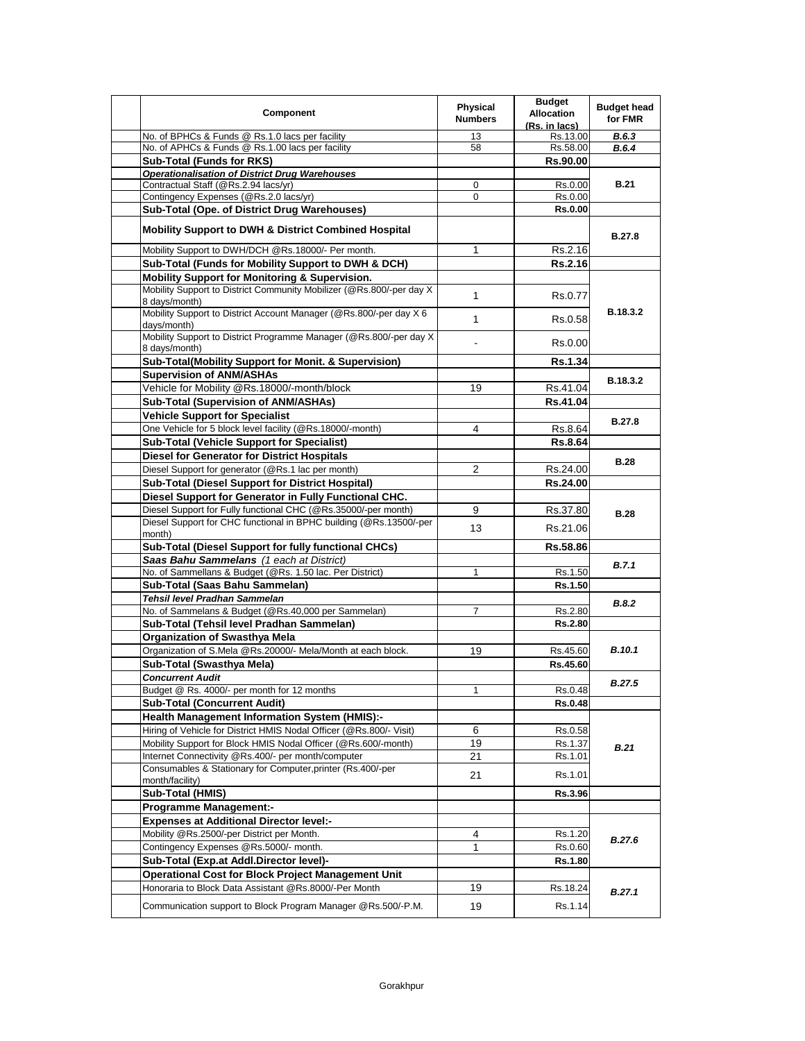| | Component | Physical Numbers | Budget Allocation (Rs. in lacs) | Budget head for FMR |
|---|---|---|---|---|
| | No. of BPHCs & Funds @ Rs.1.0 lacs per facility | 13 | Rs.13.00 | *B.6.3* |
| | No. of APHCs & Funds @ Rs.1.00 lacs per facility | 58 | Rs.58.00 | *B.6.4* |
| | **Sub-Total (Funds for RKS)** | | **Rs.90.00** | |
| | ***Operationalisation of District Drug Warehouses*** | | | |
| | Contractual Staff (@Rs.2.94 lacs/yr) | 0 | Rs.0.00 | **B.21** |
| | Contingency Expenses (@Rs.2.0 lacs/yr) | 0 | Rs.0.00 | |
| | **Sub-Total (Ope. of District Drug Warehouses)** | | **Rs.0.00** | |
| | **Mobility Support to DWH & District Combined Hospital** | | | **B.27.8** |
| | Mobility Support to DWH/DCH @Rs.18000/- Per month. | 1 | Rs.2.16 | |
| | **Sub-Total (Funds for Mobility Support to DWH & DCH)** | | **Rs.2.16** | |
| | **Mobility Support for Monitoring & Supervision.** | | | |
| | Mobility Support to District Community Mobilizer (@Rs.800/-per day X 8 days/month) | 1 | Rs.0.77 | **B.18.3.2** |
| | Mobility Support to District Account Manager (@Rs.800/-per day X 6 days/month) | 1 | Rs.0.58 | |
| | Mobility Support to District Programme Manager (@Rs.800/-per day X 8 days/month) | - | Rs.0.00 | |
| | **Sub-Total(Mobility Support for Monit. & Supervision)** | | **Rs.1.34** | |
| | **Supervision of ANM/ASHAs** | | | **B.18.3.2** |
| | Vehicle for Mobility @Rs.18000/-month/block | 19 | Rs.41.04 | |
| | **Sub-Total (Supervision of ANM/ASHAs)** | | **Rs.41.04** | |
| | **Vehicle Support for Specialist** | | | **B.27.8** |
| | One Vehicle for 5 block level facility (@Rs.18000/-month) | 4 | Rs.8.64 | |
| | **Sub-Total (Vehicle Support for Specialist)** | | **Rs.8.64** | |
| | **Diesel for Generator for District Hospitals** | | | **B.28** |
| | Diesel Support for generator (@Rs.1 lac per month) | 2 | Rs.24.00 | |
| | **Sub-Total (Diesel Support for District Hospital)** | | **Rs.24.00** | |
| | **Diesel Support for Generator in Fully Functional CHC.** | | | |
| | Diesel Support for Fully functional CHC (@Rs.35000/-per month) | 9 | Rs.37.80 | **B.28** |
| | Diesel Support for CHC functional in BPHC building (@Rs.13500/-per month) | 13 | Rs.21.06 | |
| | **Sub-Total (Diesel Support for fully functional CHCs)** | | **Rs.58.86** | |
| | ***Saas Bahu Sammelans** (1 each at District)* | | | *B.7.1* |
| | No. of Sammellans & Budget (@Rs. 1.50 lac. Per District) | 1 | Rs.1.50 | |
| | **Sub-Total (Saas Bahu Sammelan)** | | **Rs.1.50** | |
| | ***Tehsil level Pradhan Sammelan*** | | | *B.8.2* |
| | No. of Sammelans & Budget (@Rs.40,000 per Sammelan) | 7 | Rs.2.80 | |
| | **Sub-Total (Tehsil level Pradhan Sammelan)** | | **Rs.2.80** | |
| | **Organization of Swasthya Mela** | | | |
| | Organization of S.Mela @Rs.20000/- Mela/Month at each block. | 19 | Rs.45.60 | *B.10.1* |
| | **Sub-Total (Swasthya Mela)** | | **Rs.45.60** | |
| | ***Concurrent Audit*** | | | *B.27.5* |
| | Budget @ Rs. 4000/- per month for 12 months | 1 | Rs.0.48 | |
| | **Sub-Total (Concurrent Audit)** | | **Rs.0.48** | |
| | **Health Management Information System (HMIS):-** | | | |
| | Hiring of Vehicle for District HMIS Nodal Officer (@Rs.800/- Visit) | 6 | Rs.0.58 | *B.21* |
| | Mobility Support for Block HMIS Nodal Officer (@Rs.600/-month) | 19 | Rs.1.37 | |
| | Internet Connectivity @Rs.400/- per month/computer | 21 | Rs.1.01 | |
| | Consumables & Stationary for Computer,printer (Rs.400/-per month/facility) | 21 | Rs.1.01 | |
| | **Sub-Total (HMIS)** | | **Rs.3.96** | |
| | **Programme Management:-** | | | |
| | **Expenses at Additional Director level:-** | | | |
| | Mobility @Rs.2500/-per District per Month. | 4 | Rs.1.20 | *B.27.6* |
| | Contingency Expenses @Rs.5000/- month. | 1 | Rs.0.60 | |
| | **Sub-Total (Exp.at Addl.Director level)-** | | **Rs.1.80** | |
| | **Operational Cost for Block Project Management Unit** | | | |
| | Honoraria to Block Data Assistant @Rs.8000/-Per Month | 19 | Rs.18.24 | *B.27.1* |
| | Communication support to Block Program Manager @Rs.500/-P.M. | 19 | Rs.1.14 | |

Gorakhpur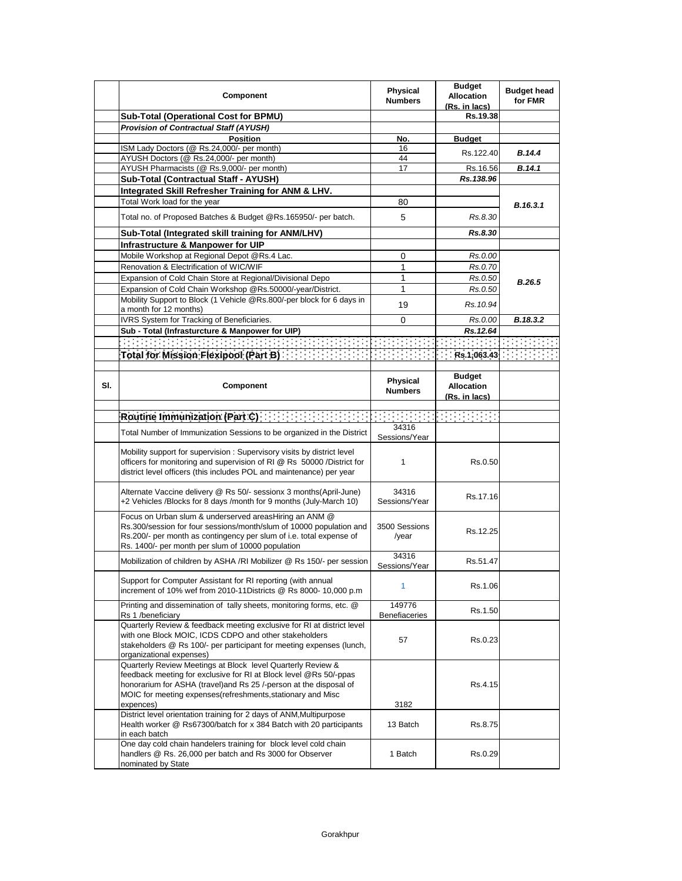|  | Component | Physical Numbers | Budget Allocation (Rs. in lacs) | Budget head for FMR |
|---|---|---|---|---|
|  | **Sub-Total (Operational Cost for BPMU)** |  | **Rs.19.38** |  |
|  | ***Provision of Contractual Staff (AYUSH)*** |  |  |  |
|  | **Position** | **No.** | **Budget** |  |
|  | ISM Lady Doctors (@ Rs.24,000/- per month) | 16 | Rs.122.40 | ***B.14.4*** |
|  | AYUSH Doctors (@ Rs.24,000/- per month) | 44 |  |  |
|  | AYUSH Pharmacists (@ Rs.9,000/- per month) | 17 | Rs.16.56 | ***B.14.1*** |
|  | **Sub-Total (Contractual Staff - AYUSH)** |  | ***Rs.138.96*** |  |
|  | **Integrated Skill Refresher Training for ANM & LHV.** |  |  | ***B.16.3.1*** |
|  | Total Work load for the year | 80 |  |  |
|  | Total no. of Proposed Batches & Budget @Rs.165950/- per batch. | 5 | *Rs.8.30* |  |
|  | **Sub-Total (Integrated skill training for ANM/LHV)** |  | ***Rs.8.30*** |  |
|  | **Infrastructure & Manpower for UIP** |  |  |  |
|  | Mobile Workshop at Regional Depot @Rs.4 Lac. | 0 | *Rs.0.00* | ***B.26.5*** |
|  | Renovation & Electrification of WIC/WIF | 1 | *Rs.0.70* |  |
|  | Expansion of Cold Chain Store at Regional/Divisional Depo | 1 | *Rs.0.50* |  |
|  | Expansion of Cold Chain Workshop @Rs.50000/-year/District. | 1 | *Rs.0.50* |  |
|  | Mobility Support to Block (1 Vehicle @Rs.800/-per block for 6 days in a month for 12 months) | 19 | *Rs.10.94* |  |
|  | IVRS System for Tracking of Beneficiaries. | 0 | *Rs.0.00* | ***B.18.3.2*** |
|  | **Sub - Total (Infrasturcture & Manpower for UIP)** |  | ***Rs.12.64*** |  |
|  |  |  |  |  |
|  | **Total for Mission Flexipool (Part B)** |  | **Rs.1,063.43** |  |

| Sl. | Component | Physical Numbers | Budget Allocation (Rs. in lacs) |  |
|---|---|---|---|---|
|  |  |  |  |  |
|  | **Routine Immunization (Part C)** |  |  |  |
|  | Total Number of Immunization Sessions to be organized in the District | 34316 Sessions/Year |  |  |
|  | Mobility support for supervision : Supervisory visits by district level officers for monitoring and supervision of RI @ Rs 50000 /District for district level officers (this includes POL and maintenance) per year | 1 | Rs.0.50 |  |
|  | Alternate Vaccine delivery @ Rs 50/- sessionx 3 months(April-June) +2 Vehicles /Blocks for 8 days /month for 9 months (July-March 10) | 34316 Sessions/Year | Rs.17.16 |  |
|  | Focus on Urban slum & underserved areasHiring an ANM @ Rs.300/session for four sessions/month/slum of 10000 population and Rs.200/- per month as contingency per slum of i.e. total expense of Rs. 1400/- per month per slum of 10000 population | 3500 Sessions /year | Rs.12.25 |  |
|  | Mobilization of children by ASHA /RI Mobilizer @ Rs 150/- per session | 34316 Sessions/Year | Rs.51.47 |  |
|  | Support for Computer Assistant for RI reporting (with annual increment of 10% wef from 2010-11Districts @ Rs 8000- 10,000 p.m | 1 | Rs.1.06 |  |
|  | Printing and dissemination of tally sheets, monitoring forms, etc. @ Rs 1 /beneficiary | 149776 Benefiaceries | Rs.1.50 |  |
|  | Quarterly Review & feedback meeting exclusive for RI at district level with one Block MOIC, ICDS CDPO and other stakeholders stakeholders @ Rs 100/- per participant for meeting expenses (lunch, organizational expenses) | 57 | Rs.0.23 |  |
|  | Quarterly Review Meetings at Block level Quarterly Review & feedback meeting for exclusive for RI at Block level @Rs 50/-ppas honorarium for ASHA (travel)and Rs 25 /-person at the disposal of MOIC for meeting expenses(refreshments,stationary and Misc expences) | 3182 | Rs.4.15 |  |
|  | District level orientation training for 2 days of ANM,Multipurpose Health worker @ Rs67300/batch for x 384 Batch with 20 participants in each batch | 13 Batch | Rs.8.75 |  |
|  | One day cold chain handelers training for block level cold chain handlers @ Rs. 26,000 per batch and Rs 3000 for Observer nominated by State | 1 Batch | Rs.0.29 |  |

Gorakhpur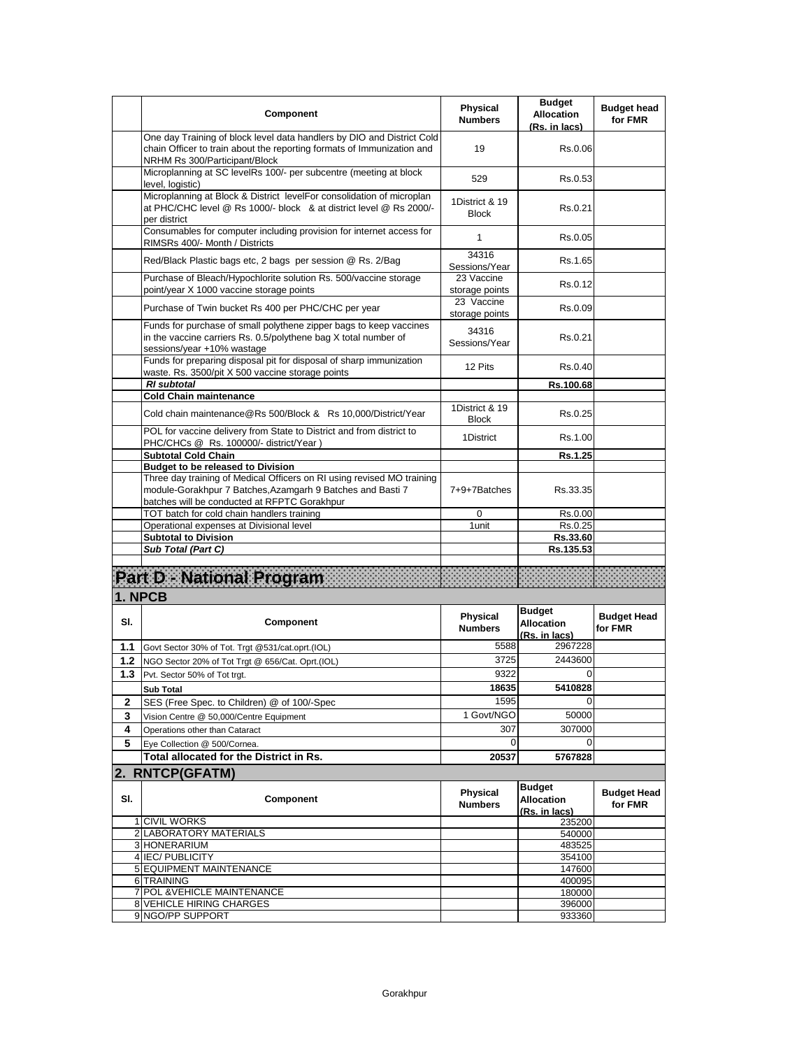| | Component | Physical Numbers | Budget Allocation (Rs. in lacs) | Budget head for FMR |
|---|---|---|---|---|
| | One day Training of block level data handlers by DIO and District Cold chain Officer to train about the reporting formats of Immunization and NRHM Rs 300/Participant/Block | 19 | Rs.0.06 | |
| | Microplanning at SC levelRs 100/- per subcentre (meeting at block level, logistic) | 529 | Rs.0.53 | |
| | Microplanning at Block & District levelFor consolidation of microplan at PHC/CHC level @ Rs 1000/- block & at district level @ Rs 2000/- per district | 1District & 19 Block | Rs.0.21 | |
| | Consumables for computer including provision for internet access for RIMSRs 400/- Month / Districts | 1 | Rs.0.05 | |
| | Red/Black Plastic bags etc, 2 bags per session @ Rs. 2/Bag | 34316 Sessions/Year | Rs.1.65 | |
| | Purchase of Bleach/Hypochlorite solution Rs. 500/vaccine storage point/year X 1000 vaccine storage points | 23 Vaccine storage points | Rs.0.12 | |
| | Purchase of Twin bucket Rs 400 per PHC/CHC per year | 23 Vaccine storage points | Rs.0.09 | |
| | Funds for purchase of small polythene zipper bags to keep vaccines in the vaccine carriers Rs. 0.5/polythene bag X total number of sessions/year +10% wastage | 34316 Sessions/Year | Rs.0.21 | |
| | Funds for preparing disposal pit for disposal of sharp immunization waste. Rs. 3500/pit X 500 vaccine storage points | 12 Pits | Rs.0.40 | |
| | ***RI subtotal*** | | **Rs.100.68** | |
| | **Cold Chain maintenance** | | | |
| | Cold chain maintenance@Rs 500/Block & Rs 10,000/District/Year | 1District & 19 Block | Rs.0.25 | |
| | POL for vaccine delivery from State to District and from district to PHC/CHCs @ Rs. 100000/- district/Year ) | 1District | Rs.1.00 | |
| | **Subtotal Cold Chain** | | **Rs.1.25** | |
| | **Budget to be released to Division** | | | |
| | Three day training of Medical Officers on RI using revised MO training module-Gorakhpur 7 Batches,Azamgarh 9 Batches and Basti 7 batches will be conducted at RFPTC Gorakhpur | 7+9+7Batches | Rs.33.35 | |
| | TOT batch for cold chain handlers training | 0 | Rs.0.00 | |
| | Operational expenses at Divisional level | 1unit | Rs.0.25 | |
| | **Subtotal to Division** | | **Rs.33.60** | |
| | ***Sub Total (Part C)*** | | **Rs.135.53** | |

# Part D - National Program

## 1. NPCB

| Sl. | Component | Physical Numbers | Budget Allocation (Rs. in lacs) | Budget Head for FMR |
|---|---|---|---|---|
| **1.1** | Govt Sector 30% of Tot. Trgt @531/cat.oprt.(IOL) | 5588 | 2967228 | |
| **1.2** | NGO Sector 20% of Tot Trgt @ 656/Cat. Oprt.(IOL) | 3725 | 2443600 | |
| **1.3** | Pvt. Sector 50% of Tot trgt. | 9322 | 0 | |
| | **Sub Total** | **18635** | **5410828** | |
| **2** | SES (Free Spec. to Children) @ of 100/-Spec | 1595 | 0 | |
| **3** | Vision Centre @ 50,000/Centre Equipment | 1 Govt/NGO | 50000 | |
| **4** | Operations other than Cataract | 307 | 307000 | |
| **5** | Eye Collection @ 500/Cornea. | 0 | 0 | |
| | **Total allocated for the District in Rs.** | **20537** | **5767828** | |

## 2. RNTCP(GFATM)

| Sl. | Component | Physical Numbers | Budget Allocation (Rs. in lacs) | Budget Head for FMR |
|---|---|---|---|---|
| 1 | CIVIL WORKS | | 235200 | |
| 2 | LABORATORY MATERIALS | | 540000 | |
| 3 | HONERARIUM | | 483525 | |
| 4 | IEC/ PUBLICITY | | 354100 | |
| 5 | EQUIPMENT MAINTENANCE | | 147600 | |
| 6 | TRAINING | | 400095 | |
| 7 | POL &VEHICLE MAINTENANCE | | 180000 | |
| 8 | VEHICLE HIRING CHARGES | | 396000 | |
| 9 | NGO/PP SUPPORT | | 933360 | |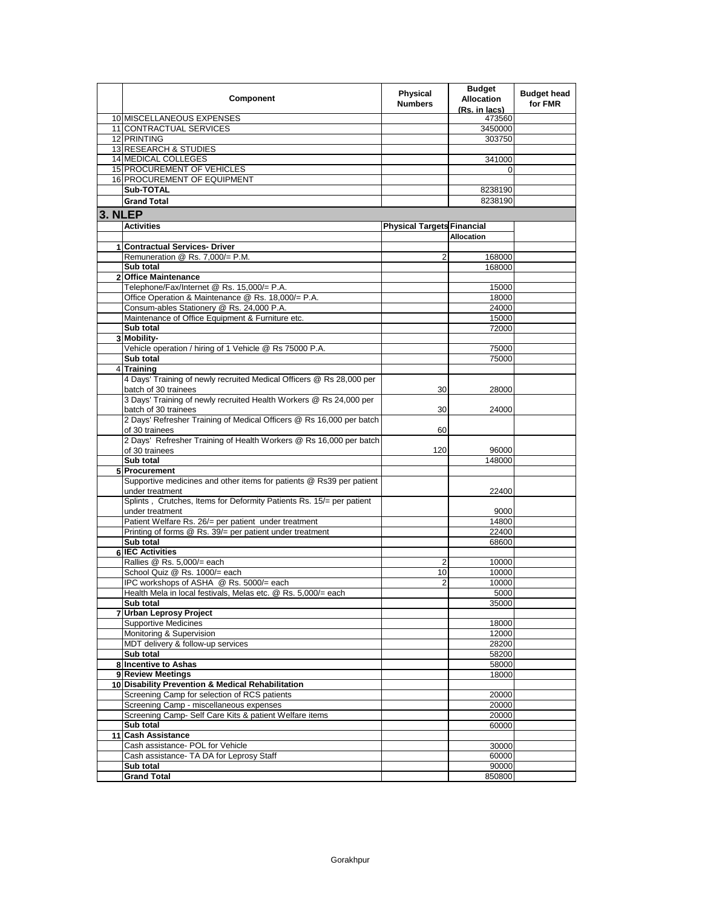| | Component | Physical Numbers | Budget Allocation (Rs. in lacs) | Budget head for FMR |
|---|---|---|---|---|
| 10 | MISCELLANEOUS EXPENSES | | 473560 | |
| 11 | CONTRACTUAL SERVICES | | 3450000 | |
| 12 | PRINTING | | 303750 | |
| 13 | RESEARCH & STUDIES | | | |
| 14 | MEDICAL COLLEGES | | 341000 | |
| 15 | PROCUREMENT OF VEHICLES | | 0 | |
| 16 | PROCUREMENT OF EQUIPMENT | | | |
| | **Sub-TOTAL** | | 8238190 | |
| | **Grand Total** | | 8238190 | |

## 3. NLEP

| | Activities | Physical Targets | Financial Allocation | |
|---|---|---|---|---|
| 1 | **Contractual Services- Driver** | | | |
| | Remuneration @ Rs. 7,000/= P.M. | 2 | 168000 | |
| | **Sub total** | | 168000 | |
| 2 | **Office Maintenance** | | | |
| | Telephone/Fax/Internet @ Rs. 15,000/= P.A. | | 15000 | |
| | Office Operation & Maintenance @ Rs. 18,000/= P.A. | | 18000 | |
| | Consum-ables Stationery @ Rs. 24,000 P.A. | | 24000 | |
| | Maintenance of Office Equipment & Furniture etc. | | 15000 | |
| | **Sub total** | | 72000 | |
| 3 | **Mobility-** | | | |
| | Vehicle operation / hiring of 1 Vehicle @ Rs 75000 P.A. | | 75000 | |
| | **Sub total** | | 75000 | |
| 4 | **Training** | | | |
| | 4 Days' Training of newly recruited Medical Officers @ Rs 28,000 per batch of 30 trainees | 30 | 28000 | |
| | 3 Days' Training of newly recruited Health Workers @ Rs 24,000 per batch of 30 trainees | 30 | 24000 | |
| | 2 Days' Refresher Training of Medical Officers @ Rs 16,000 per batch of 30 trainees | 60 | | |
| | 2 Days' Refresher Training of Health Workers @ Rs 16,000 per batch of 30 trainees | 120 | 96000 | |
| | **Sub total** | | 148000 | |
| 5 | **Procurement** | | | |
| | Supportive medicines and other items for patients @ Rs39 per patient under treatment | | 22400 | |
| | Splints , Crutches, Items for Deformity Patients Rs. 15/= per patient under treatment | | 9000 | |
| | Patient Welfare Rs. 26/= per patient under treatment | | 14800 | |
| | Printing of forms @ Rs. 39/= per patient under treatment | | 22400 | |
| | **Sub total** | | 68600 | |
| 6 | **IEC Activities** | | | |
| | Rallies @ Rs. 5,000/= each | 2 | 10000 | |
| | School Quiz @ Rs. 1000/= each | 10 | 10000 | |
| | IPC workshops of ASHA @ Rs. 5000/= each | 2 | 10000 | |
| | Health Mela in local festivals, Melas etc. @ Rs. 5,000/= each | | 5000 | |
| | **Sub total** | | 35000 | |
| 7 | **Urban Leprosy Project** | | | |
| | Supportive Medicines | | 18000 | |
| | Monitoring & Supervision | | 12000 | |
| | MDT delivery & follow-up services | | 28200 | |
| | **Sub total** | | 58200 | |
| 8 | **Incentive to Ashas** | | 58000 | |
| 9 | **Review Meetings** | | 18000 | |
| 10 | **Disability Prevention & Medical Rehabilitation** | | | |
| | Screening Camp for selection of RCS patients | | 20000 | |
| | Screening Camp - miscellaneous expenses | | 20000 | |
| | Screening Camp- Self Care Kits & patient Welfare items | | 20000 | |
| | **Sub total** | | 60000 | |
| 11 | **Cash Assistance** | | | |
| | Cash assistance- POL for Vehicle | | 30000 | |
| | Cash assistance- TA DA for Leprosy Staff | | 60000 | |
| | **Sub total** | | 90000 | |
| | **Grand Total** | | 850800 | |

Gorakhpur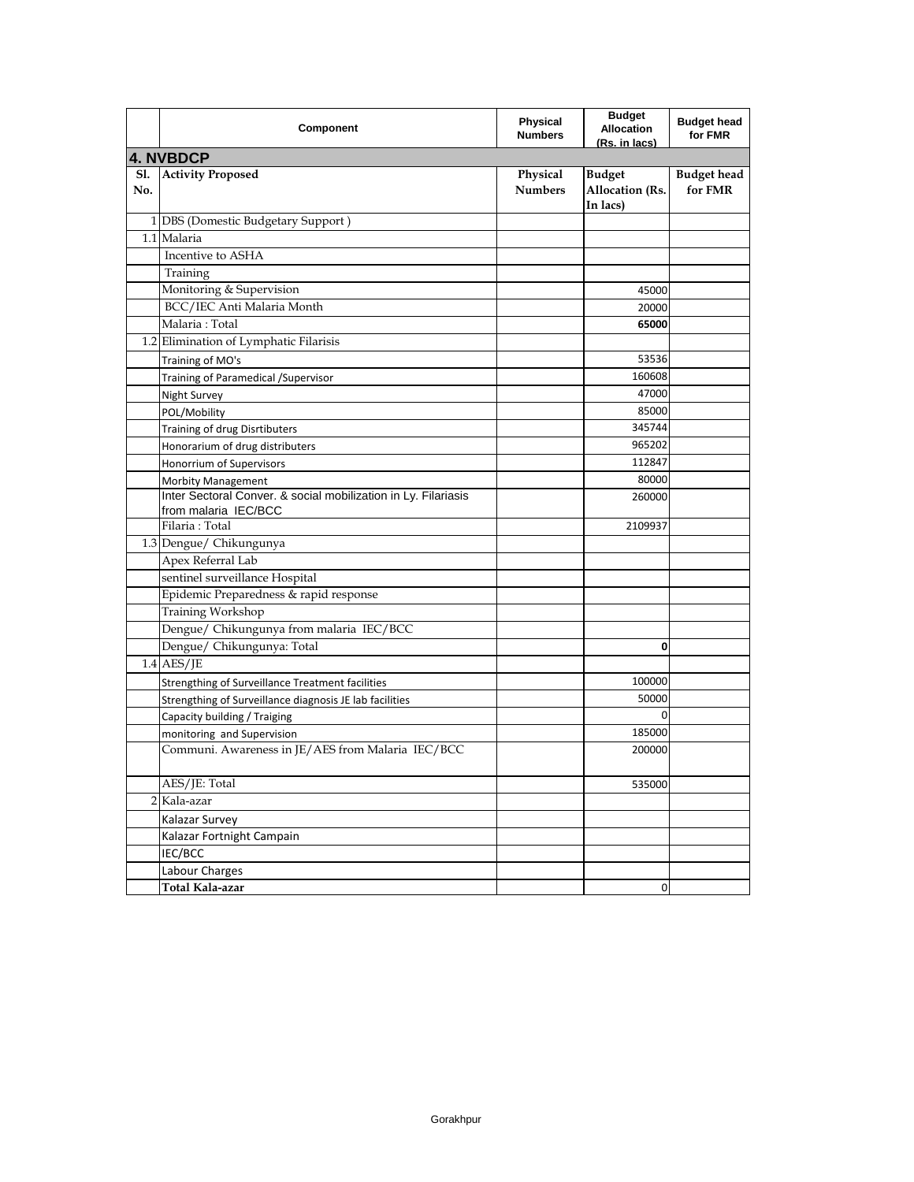| | Component | Physical Numbers | Budget Allocation (Rs. in lacs) | Budget head for FMR |
|---|---|---|---|---|
| **4. NVBDCP** | | | | |
| **Sl. No.** | **Activity Proposed** | **Physical Numbers** | **Budget Allocation (Rs. In lacs)** | **Budget head for FMR** |
| 1 | DBS (Domestic Budgetary Support ) | | | |
| 1.1 | Malaria | | | |
| | Incentive to ASHA | | | |
| | Training | | | |
| | Monitoring & Supervision | | 45000 | |
| | BCC/IEC Anti Malaria Month | | 20000 | |
| | Malaria : Total | | **65000** | |
| 1.2 | Elimination of Lymphatic Filarisis | | | |
| | Training of MO's | | 53536 | |
| | Training of Paramedical /Supervisor | | 160608 | |
| | Night Survey | | 47000 | |
| | POL/Mobility | | 85000 | |
| | Training of drug Disrtibuters | | 345744 | |
| | Honorarium of drug distributers | | 965202 | |
| | Honorrium of Supervisors | | 112847 | |
| | Morbity Management | | 80000 | |
| | Inter Sectoral Conver. & social mobilization in Ly. Filariasis from malaria IEC/BCC | | 260000 | |
| | Filaria : Total | | 2109937 | |
| 1.3 | Dengue/ Chikungunya | | | |
| | Apex Referral Lab | | | |
| | sentinel surveillance Hospital | | | |
| | Epidemic Preparedness & rapid response | | | |
| | Training Workshop | | | |
| | Dengue/ Chikungunya from malaria IEC/BCC | | | |
| | Dengue/ Chikungunya: Total | | **0** | |
| 1.4 | AES/JE | | | |
| | Strengthing of Surveillance Treatment facilities | | 100000 | |
| | Strengthing of Surveillance diagnosis JE lab facilities | | 50000 | |
| | Capacity building / Traiging | | 0 | |
| | monitoring and Supervision | | 185000 | |
| | Communi. Awareness in JE/AES from Malaria IEC/BCC | | 200000 | |
| | AES/JE: Total | | 535000 | |
| 2 | Kala-azar | | | |
| | Kalazar Survey | | | |
| | Kalazar Fortnight Campain | | | |
| | IEC/BCC | | | |
| | Labour Charges | | | |
| | **Total Kala-azar** | | 0 | |

Gorakhpur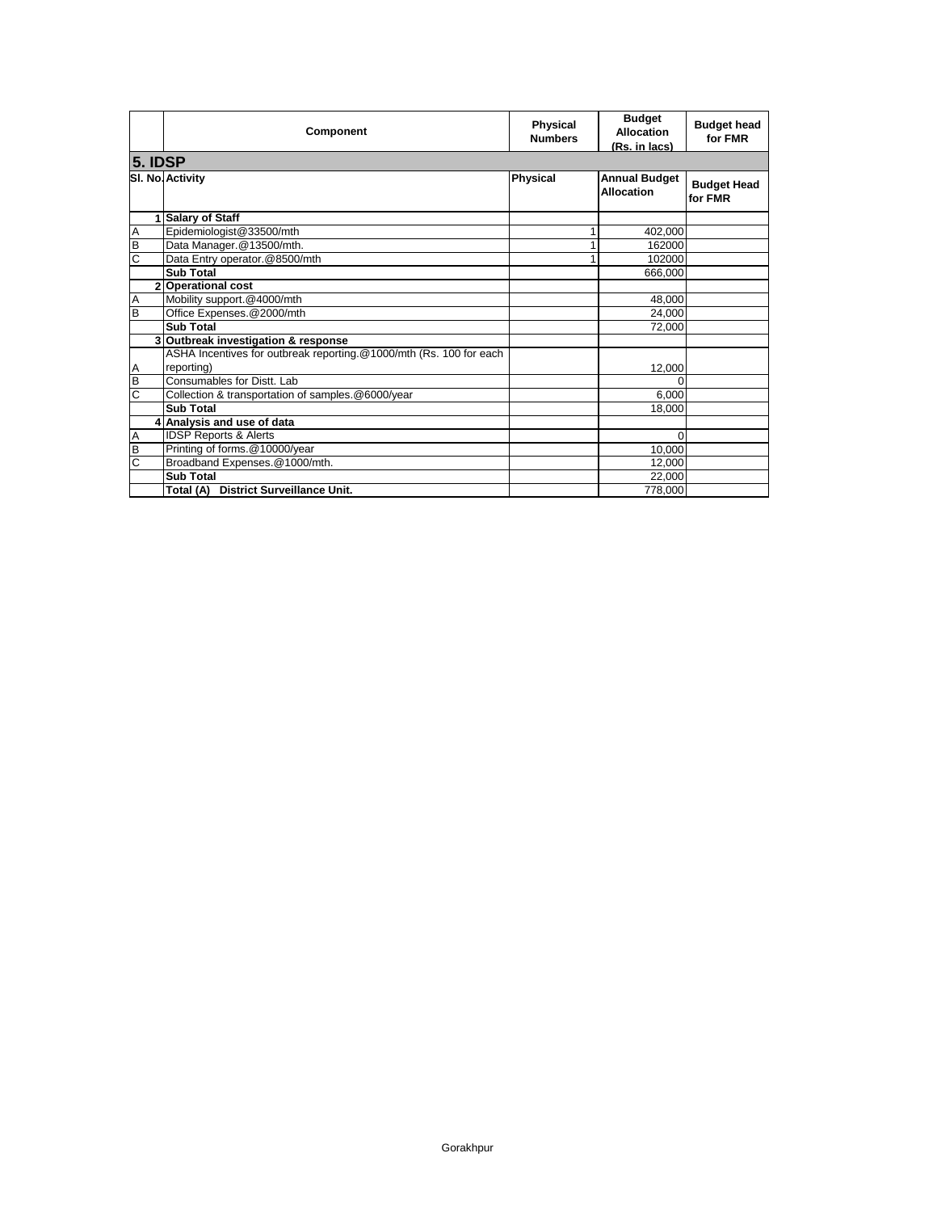| | Component | Physical Numbers | Budget Allocation (Rs. in lacs) | Budget head for FMR |
|---|---|---|---|---|
| **5. IDSP** | | | | |
| **Sl. No.** | **Activity** | **Physical** | **Annual Budget Allocation** | **Budget Head for FMR** |
| **1** | **Salary of Staff** | | | |
| A | Epidemiologist@33500/mth | 1 | 402,000 | |
| B | Data Manager.@13500/mth. | 1 | 162000 | |
| C | Data Entry operator.@8500/mth | 1 | 102000 | |
| | **Sub Total** | | 666,000 | |
| **2** | **Operational cost** | | | |
| A | Mobility support.@4000/mth | | 48,000 | |
| B | Office Expenses.@2000/mth | | 24,000 | |
| | **Sub Total** | | 72,000 | |
| **3** | **Outbreak investigation & response** | | | |
| A | ASHA Incentives for outbreak reporting.@1000/mth (Rs. 100 for each reporting) | | 12,000 | |
| B | Consumables for Distt. Lab | | 0 | |
| C | Collection & transportation of samples.@6000/year | | 6,000 | |
| | **Sub Total** | | 18,000 | |
| **4** | **Analysis and use of data** | | | |
| A | IDSP Reports & Alerts | | 0 | |
| B | Printing of forms.@10000/year | | 10,000 | |
| C | Broadband Expenses.@1000/mth. | | 12,000 | |
| | **Sub Total** | | 22,000 | |
| | **Total (A) District Surveillance Unit.** | | 778,000 | |